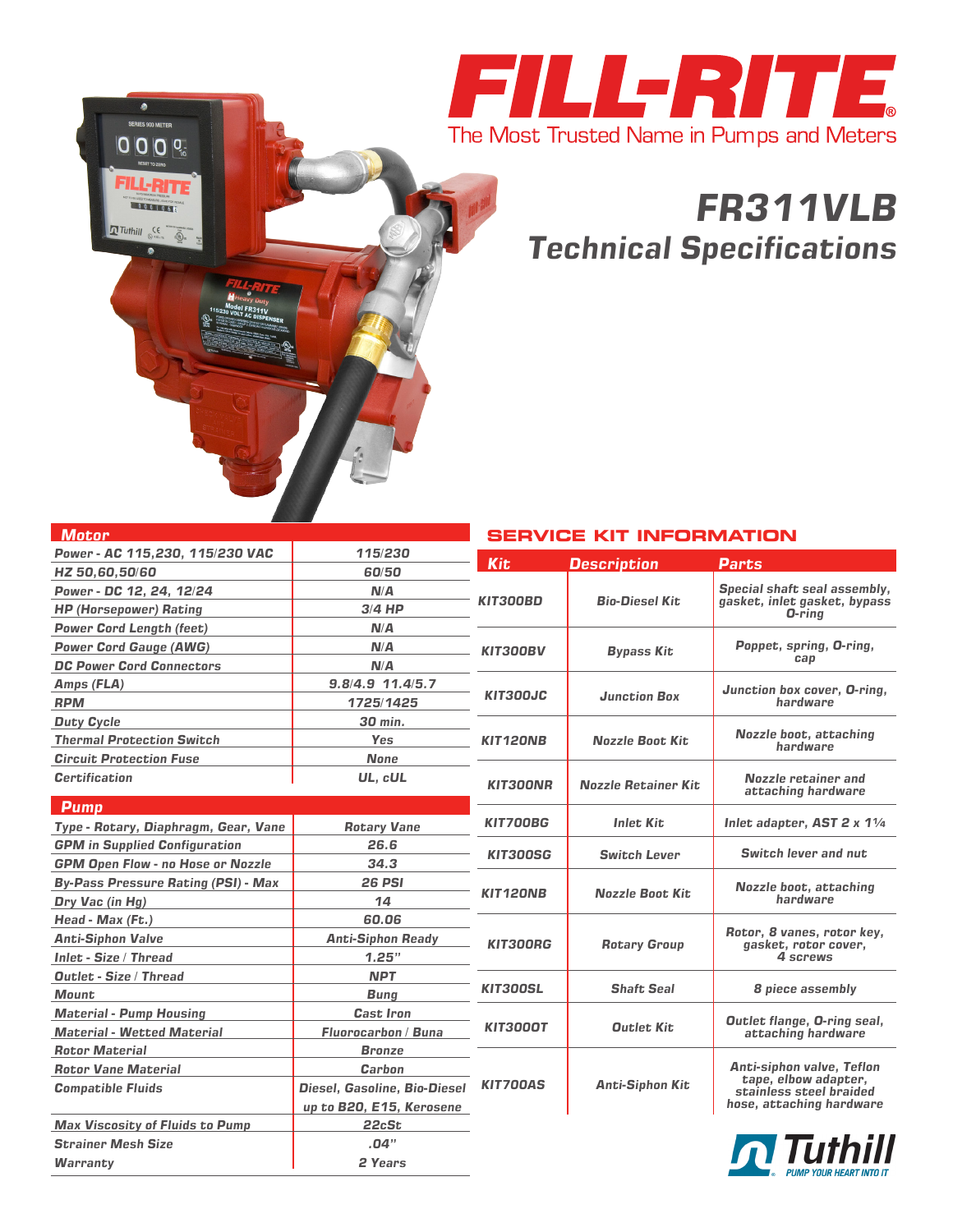# FILL-RITE

The Most Trusted Name in Pumps and Meters

# FR311VLB

## Technical Specifications

| Motor | |
|---|---|
| Power - AC 115,230, 115/230 VAC | 115/230 |
| HZ 50,60,50/60 | 60/50 |
| Power - DC 12, 24, 12/24 | N/A |
| HP (Horsepower) Rating | 3/4 HP |
| Power Cord Length (feet) | N/A |
| Power Cord Gauge (AWG) | N/A |
| DC Power Cord Connectors | N/A |
| Amps (FLA) | 9.8/4.9 11.4/5.7 |
| RPM | 1725/1425 |
| Duty Cycle | 30 min. |
| Thermal Protection Switch | Yes |
| Circuit Protection Fuse | None |
| Certification | UL, cUL |

| Pump | |
|---|---|
| Type - Rotary, Diaphragm, Gear, Vane | Rotary Vane |
| GPM in Supplied Configuration | 26.6 |
| GPM Open Flow - no Hose or Nozzle | 34.3 |
| By-Pass Pressure Rating (PSI) - Max | 26 PSI |
| Dry Vac (in Hg) | 14 |
| Head - Max (Ft.) | 60.06 |
| Anti-Siphon Valve | Anti-Siphon Ready |
| Inlet - Size / Thread | 1.25" |
| Outlet - Size / Thread | NPT |
| Mount | Bung |
| Material - Pump Housing | Cast Iron |
| Material - Wetted Material | Fluorocarbon / Buna |
| Rotor Material | Bronze |
| Rotor Vane Material | Carbon |
| Compatible Fluids | Diesel, Gasoline, Bio-Diesel up to B20, E15, Kerosene |
| Max Viscosity of Fluids to Pump | 22cSt |
| Strainer Mesh Size | .04" |
| Warranty | 2 Years |

## SERVICE KIT INFORMATION

| Kit | Description | Parts |
|---|---|---|
| KIT300BD | Bio-Diesel Kit | Special shaft seal assembly, gasket, inlet gasket, bypass O-ring |
| KIT300BV | Bypass Kit | Poppet, spring, O-ring, cap |
| KIT300JC | Junction Box | Junction box cover, O-ring, hardware |
| KIT120NB | Nozzle Boot Kit | Nozzle boot, attaching hardware |
| KIT300NR | Nozzle Retainer Kit | Nozzle retainer and attaching hardware |
| KIT700BG | Inlet Kit | Inlet adapter, AST 2 x 1¼ |
| KIT300SG | Switch Lever | Switch lever and nut |
| KIT120NB | Nozzle Boot Kit | Nozzle boot, attaching hardware |
| KIT300RG | Rotary Group | Rotor, 8 vanes, rotor key, gasket, rotor cover, 4 screws |
| KIT300SL | Shaft Seal | 8 piece assembly |
| KIT300OT | Outlet Kit | Outlet flange, O-ring seal, attaching hardware |
| KIT700AS | Anti-Siphon Kit | Anti-siphon valve, Teflon tape, elbow adapter, stainless steel braided hose, attaching hardware |

Tuthill PUMP YOUR HEART INTO IT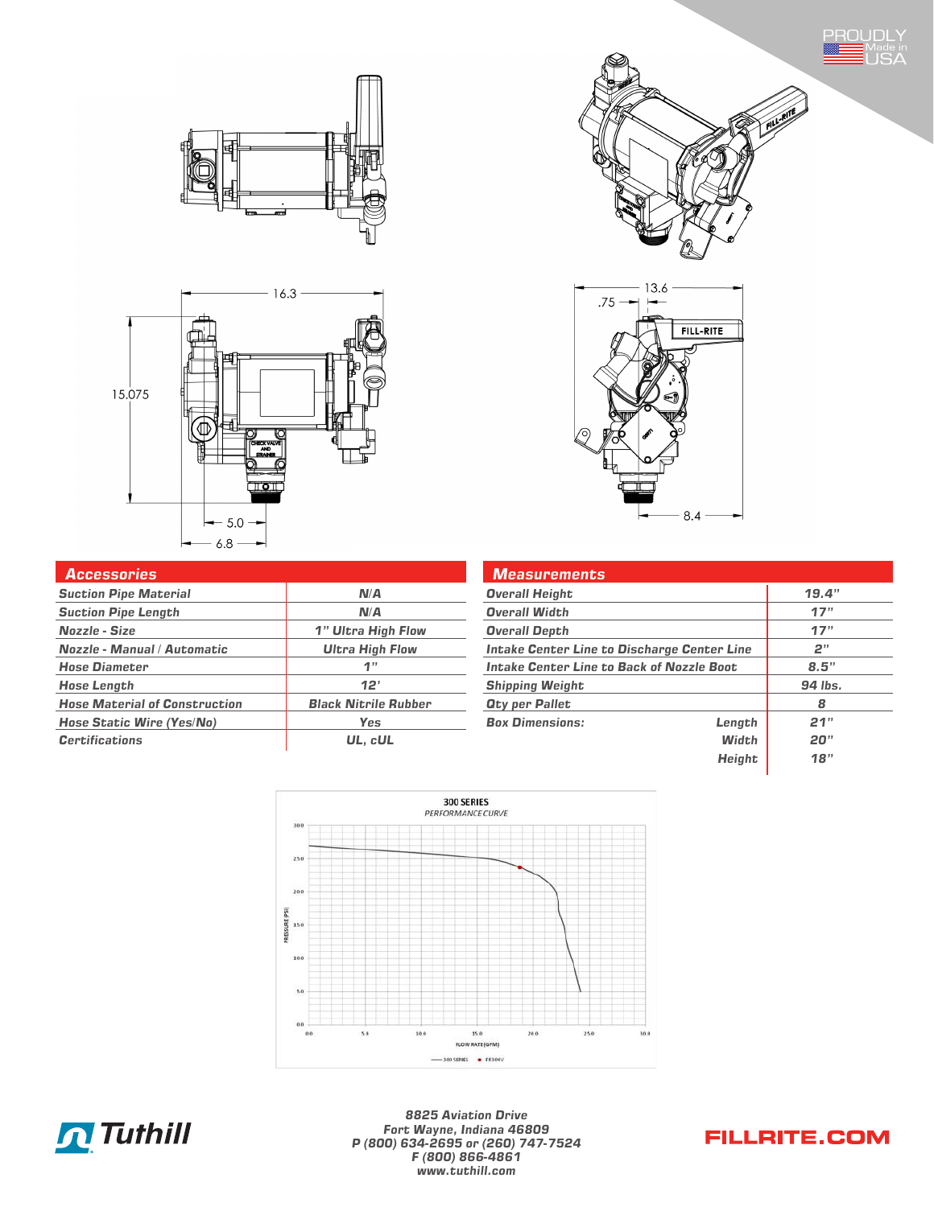PROUDLY Made in USA

16.3

15.075

5.0

6.8

13.6

.75

8.4

FILL-RITE

CHECK VALVE AND STRAINER

## Accessories

| | |
|---|---|
| Suction Pipe Material | N/A |
| Suction Pipe Length | N/A |
| Nozzle - Size | 1" Ultra High Flow |
| Nozzle - Manual / Automatic | Ultra High Flow |
| Hose Diameter | 1" |
| Hose Length | 12' |
| Hose Material of Construction | Black Nitrile Rubber |
| Hose Static Wire (Yes/No) | Yes |
| Certifications | UL, cUL |

## Measurements

| | | |
|---|---|---|
| Overall Height | | 19.4" |
| Overall Width | | 17" |
| Overall Depth | | 17" |
| Intake Center Line to Discharge Center Line | | 2" |
| Intake Center Line to Back of Nozzle Boot | | 8.5" |
| Shipping Weight | | 94 lbs. |
| Qty per Pallet | | 8 |
| Box Dimensions: | Length | 21" |
| | Width | 20" |
| | Height | 18" |

300 SERIES
PERFORMANCE CURVE

PRESSURE (PSI)
30.0
25.0
20.0
15.0
10.0
5.0
0.0

FLOW RATE (GPM)
0.0
5.0
10.0
15.0
20.0
25.0
30.0

300 SERIES
FR304V

Tuthill

**8825 Aviation Drive**
**Fort Wayne, Indiana 46809**
**P (800) 634-2695 or (260) 747-7524**
**F (800) 866-4861**
**www.tuthill.com**

**FILLRITE.COM**